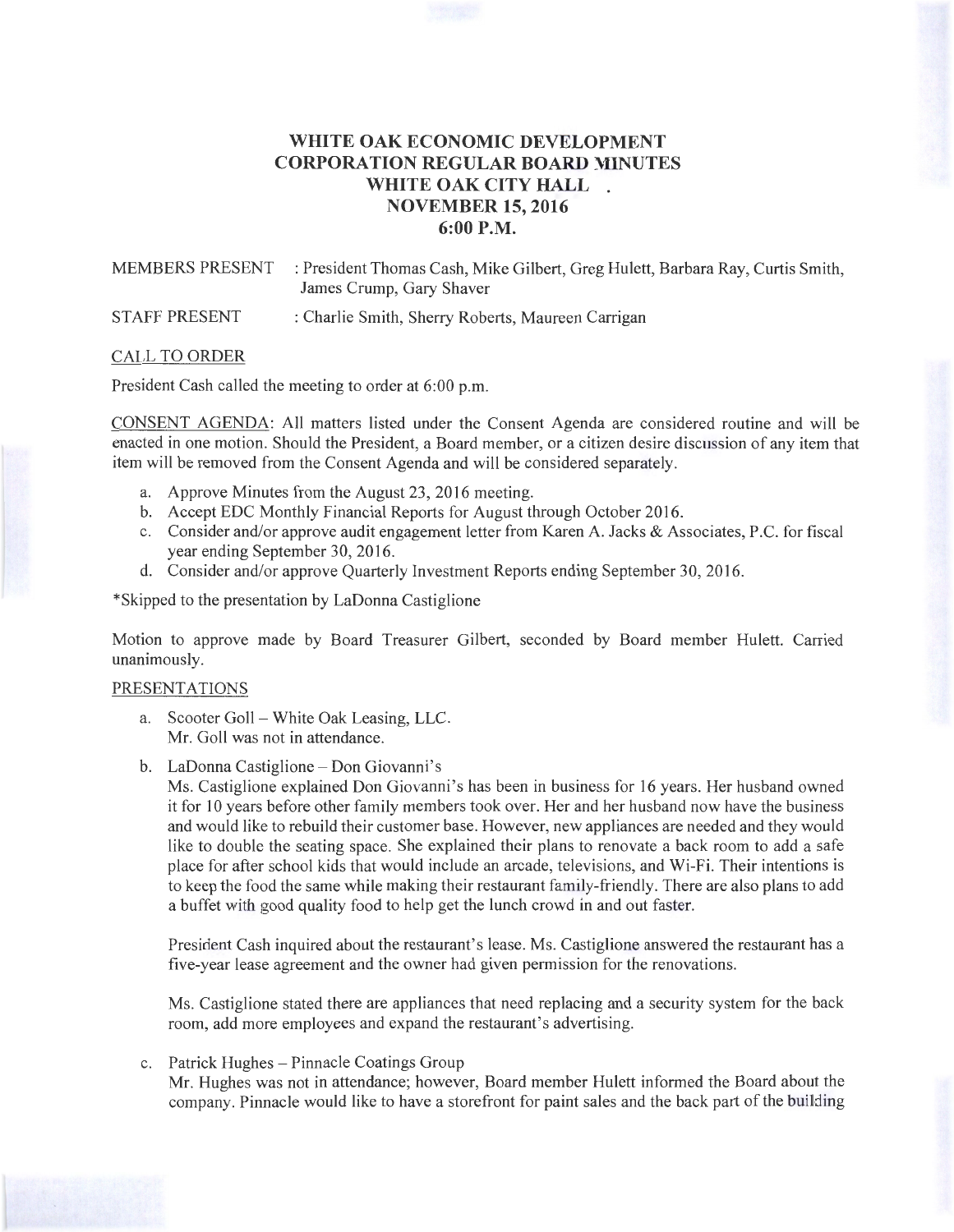# WHITE OAK ECONOMIC DEVELOPMENT CORPORATION REGULAR BOARD MINUTES
# WHITE OAK CITY HALL
# NOVEMBER 15, 2016
# 6:00 P.M.

MEMBERS PRESENT : President Thomas Cash, Mike Gilbert, Greg Hulett, Barbara Ray, Curtis Smith, James Crump, Gary Shaver

STAFF PRESENT : Charlie Smith, Sherry Roberts, Maureen Carrigan

CALL TO ORDER

President Cash called the meeting to order at 6:00 p.m.

CONSENT AGENDA: All matters listed under the Consent Agenda are considered routine and will be enacted in one motion. Should the President, a Board member, or a citizen desire discussion of any item that item will be removed from the Consent Agenda and will be considered separately.

a. Approve Minutes from the August 23, 2016 meeting.
b. Accept EDC Monthly Financial Reports for August through October 2016.
c. Consider and/or approve audit engagement letter from Karen A. Jacks & Associates, P.C. for fiscal year ending September 30, 2016.
d. Consider and/or approve Quarterly Investment Reports ending September 30, 2016.

*Skipped to the presentation by LaDonna Castiglione

Motion to approve made by Board Treasurer Gilbert, seconded by Board member Hulett. Carried unanimously.

PRESENTATIONS

a. Scooter Goll – White Oak Leasing, LLC.
   Mr. Goll was not in attendance.

b. LaDonna Castiglione – Don Giovanni's
   Ms. Castiglione explained Don Giovanni's has been in business for 16 years. Her husband owned it for 10 years before other family members took over. Her and her husband now have the business and would like to rebuild their customer base. However, new appliances are needed and they would like to double the seating space. She explained their plans to renovate a back room to add a safe place for after school kids that would include an arcade, televisions, and Wi-Fi. Their intentions is to keep the food the same while making their restaurant family-friendly. There are also plans to add a buffet with good quality food to help get the lunch crowd in and out faster.

   President Cash inquired about the restaurant's lease. Ms. Castiglione answered the restaurant has a five-year lease agreement and the owner had given permission for the renovations.

   Ms. Castiglione stated there are appliances that need replacing and a security system for the back room, add more employees and expand the restaurant's advertising.

c. Patrick Hughes – Pinnacle Coatings Group
   Mr. Hughes was not in attendance; however, Board member Hulett informed the Board about the company. Pinnacle would like to have a storefront for paint sales and the back part of the building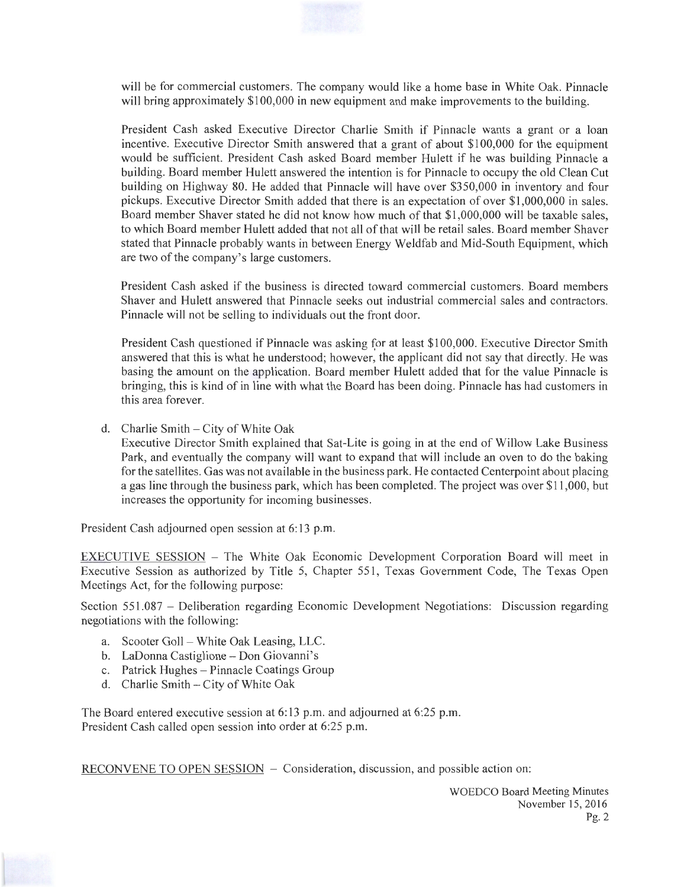will be for commercial customers. The company would like a home base in White Oak. Pinnacle will bring approximately $100,000 in new equipment and make improvements to the building.

President Cash asked Executive Director Charlie Smith if Pinnacle wants a grant or a loan incentive. Executive Director Smith answered that a grant of about $100,000 for the equipment would be sufficient. President Cash asked Board member Hulett if he was building Pinnacle a building. Board member Hulett answered the intention is for Pinnacle to occupy the old Clean Cut building on Highway 80. He added that Pinnacle will have over $350,000 in inventory and four pickups. Executive Director Smith added that there is an expectation of over $1,000,000 in sales. Board member Shaver stated he did not know how much of that $1,000,000 will be taxable sales, to which Board member Hulett added that not all of that will be retail sales. Board member Shaver stated that Pinnacle probably wants in between Energy Weldfab and Mid-South Equipment, which are two of the company's large customers.

President Cash asked if the business is directed toward commercial customers. Board members Shaver and Hulett answered that Pinnacle seeks out industrial commercial sales and contractors. Pinnacle will not be selling to individuals out the front door.

President Cash questioned if Pinnacle was asking for at least $100,000. Executive Director Smith answered that this is what he understood; however, the applicant did not say that directly. He was basing the amount on the application. Board member Hulett added that for the value Pinnacle is bringing, this is kind of in line with what the Board has been doing. Pinnacle has had customers in this area forever.

d. Charlie Smith – City of White Oak
Executive Director Smith explained that Sat-Lite is going in at the end of Willow Lake Business Park, and eventually the company will want to expand that will include an oven to do the baking for the satellites. Gas was not available in the business park. He contacted Centerpoint about placing a gas line through the business park, which has been completed. The project was over $11,000, but increases the opportunity for incoming businesses.

President Cash adjourned open session at 6:13 p.m.

EXECUTIVE SESSION – The White Oak Economic Development Corporation Board will meet in Executive Session as authorized by Title 5, Chapter 551, Texas Government Code, The Texas Open Meetings Act, for the following purpose:

Section 551.087 – Deliberation regarding Economic Development Negotiations: Discussion regarding negotiations with the following:

a. Scooter Goll – White Oak Leasing, LLC.
b. LaDonna Castiglione – Don Giovanni's
c. Patrick Hughes – Pinnacle Coatings Group
d. Charlie Smith – City of White Oak

The Board entered executive session at 6:13 p.m. and adjourned at 6:25 p.m.
President Cash called open session into order at 6:25 p.m.

RECONVENE TO OPEN SESSION – Consideration, discussion, and possible action on: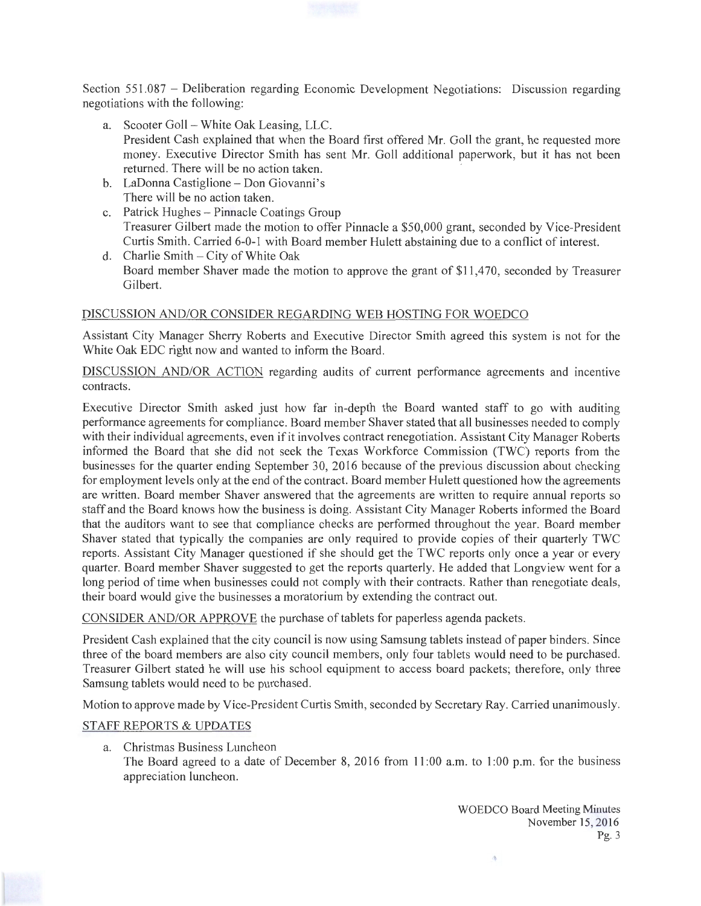Section 551.087 – Deliberation regarding Economic Development Negotiations: Discussion regarding negotiations with the following:

a. Scooter Goll – White Oak Leasing, LLC.
   President Cash explained that when the Board first offered Mr. Goll the grant, he requested more money. Executive Director Smith has sent Mr. Goll additional paperwork, but it has not been returned. There will be no action taken.
b. LaDonna Castiglione – Don Giovanni's
   There will be no action taken.
c. Patrick Hughes – Pinnacle Coatings Group
   Treasurer Gilbert made the motion to offer Pinnacle a $50,000 grant, seconded by Vice-President Curtis Smith. Carried 6-0-1 with Board member Hulett abstaining due to a conflict of interest.
d. Charlie Smith – City of White Oak
   Board member Shaver made the motion to approve the grant of $11,470, seconded by Treasurer Gilbert.

DISCUSSION AND/OR CONSIDER REGARDING WEB HOSTING FOR WOEDCO

Assistant City Manager Sherry Roberts and Executive Director Smith agreed this system is not for the White Oak EDC right now and wanted to inform the Board.

DISCUSSION AND/OR ACTION regarding audits of current performance agreements and incentive contracts.

Executive Director Smith asked just how far in-depth the Board wanted staff to go with auditing performance agreements for compliance. Board member Shaver stated that all businesses needed to comply with their individual agreements, even if it involves contract renegotiation. Assistant City Manager Roberts informed the Board that she did not seek the Texas Workforce Commission (TWC) reports from the businesses for the quarter ending September 30, 2016 because of the previous discussion about checking for employment levels only at the end of the contract. Board member Hulett questioned how the agreements are written. Board member Shaver answered that the agreements are written to require annual reports so staff and the Board knows how the business is doing. Assistant City Manager Roberts informed the Board that the auditors want to see that compliance checks are performed throughout the year. Board member Shaver stated that typically the companies are only required to provide copies of their quarterly TWC reports. Assistant City Manager questioned if she should get the TWC reports only once a year or every quarter. Board member Shaver suggested to get the reports quarterly. He added that Longview went for a long period of time when businesses could not comply with their contracts. Rather than renegotiate deals, their board would give the businesses a moratorium by extending the contract out.

CONSIDER AND/OR APPROVE the purchase of tablets for paperless agenda packets.

President Cash explained that the city council is now using Samsung tablets instead of paper binders. Since three of the board members are also city council members, only four tablets would need to be purchased. Treasurer Gilbert stated he will use his school equipment to access board packets; therefore, only three Samsung tablets would need to be purchased.

Motion to approve made by Vice-President Curtis Smith, seconded by Secretary Ray. Carried unanimously.

STAFF REPORTS & UPDATES

a. Christmas Business Luncheon
   The Board agreed to a date of December 8, 2016 from 11:00 a.m. to 1:00 p.m. for the business appreciation luncheon.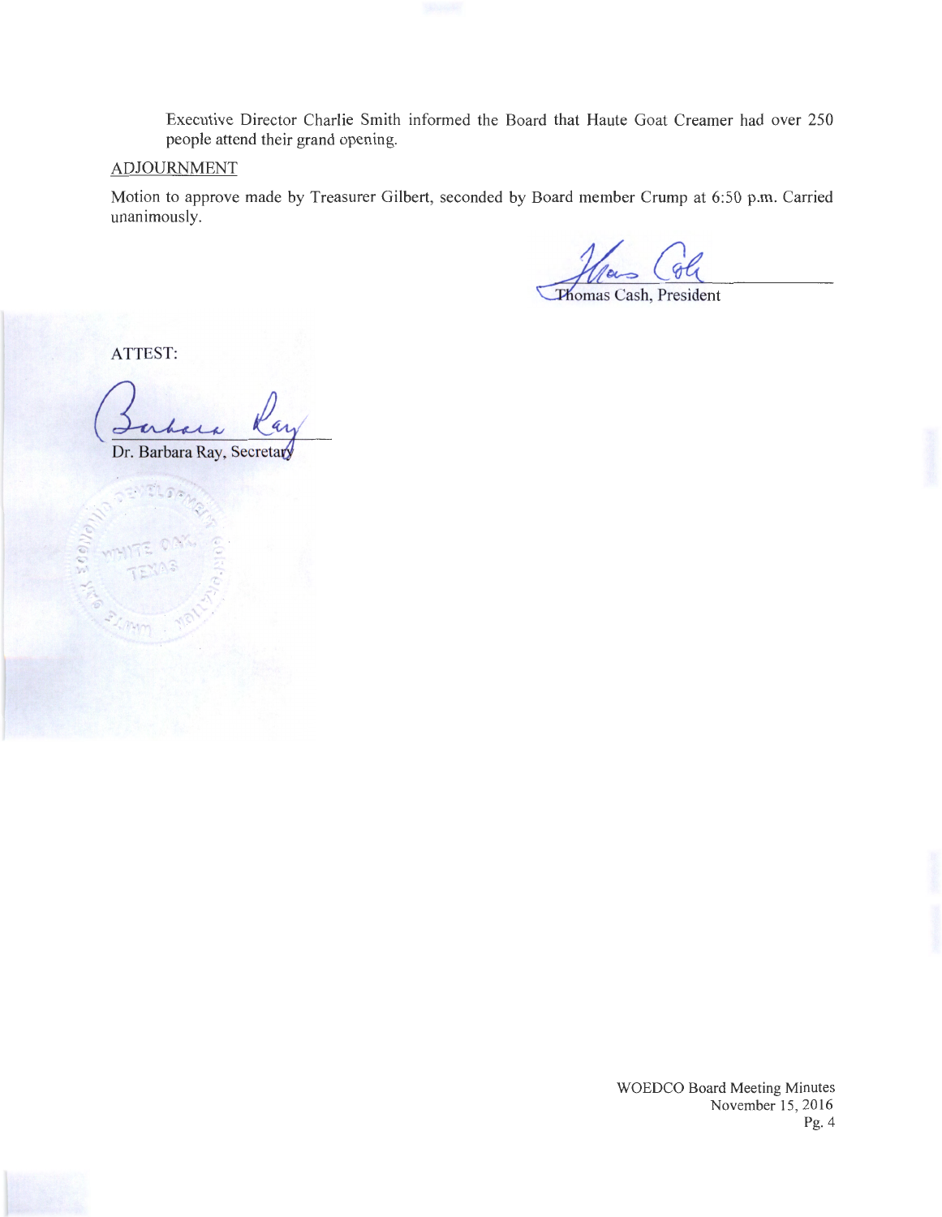Executive Director Charlie Smith informed the Board that Haute Goat Creamer had over 250 people attend their grand opening.

ADJOURNMENT

Motion to approve made by Treasurer Gilbert, seconded by Board member Crump at 6:50 p.m. Carried unanimously.

Thomas Cash, President

ATTEST:

Dr. Barbara Ray, Secretary